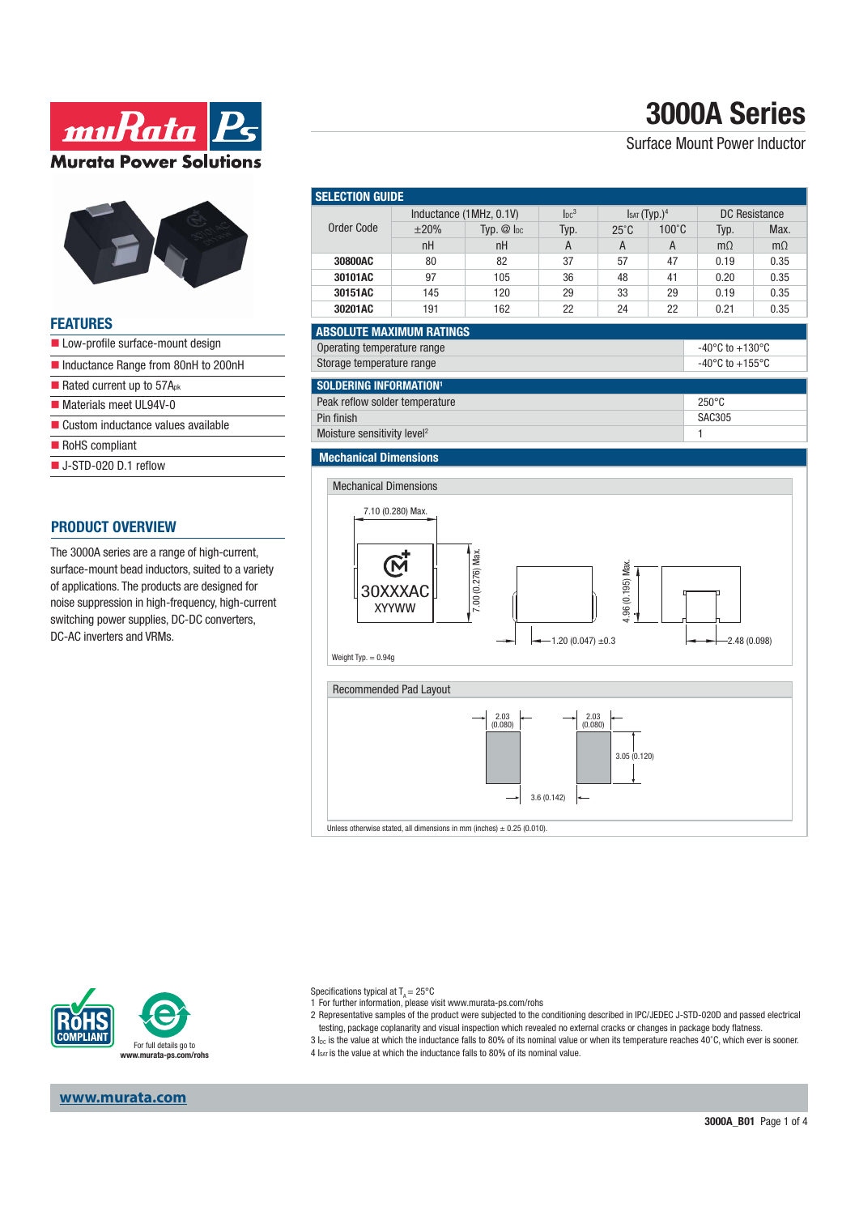# 3000A Series

Surface Mount Power Inductor

## FEATURES

- Low-profile surface-mount design
- Inductance Range from 80nH to 200nH
- Rated current up to 57A$_{pk}$
- Materials meet UL94V-0
- Custom inductance values available
- RoHS compliant
- J-STD-020 D.1 reflow

## PRODUCT OVERVIEW

The 3000A series are a range of high-current, surface-mount bead inductors, suited to a variety of applications. The products are designed for noise suppression in high-frequency, high-current switching power supplies, DC-DC converters, DC-AC inverters and VRMs.

## SELECTION GUIDE

| Order Code | Inductance (1MHz, 0.1V) | | $I_{DC}$[3] | $I_{SAT}$ (Typ.)[4] | | DC Resistance | |
|---|---|---|---|---|---|---|---|
| | ±20% | Typ. @ $I_{DC}$ | Typ. | 25˚C | 100˚C | Typ. | Max. |
| | nH | nH | A | A | A | mΩ | mΩ |
| **30800AC** | 80 | 82 | 37 | 57 | 47 | 0.19 | 0.35 |
| **30101AC** | 97 | 105 | 36 | 48 | 41 | 0.20 | 0.35 |
| **30151AC** | 145 | 120 | 29 | 33 | 29 | 0.19 | 0.35 |
| **30201AC** | 191 | 162 | 22 | 24 | 22 | 0.21 | 0.35 |

## ABSOLUTE MAXIMUM RATINGS

| | |
|---|---|
| Operating temperature range | -40°C to +130°C |
| Storage temperature range | -40°C to +155°C |

## SOLDERING INFORMATION[1]

| | |
|---|---|
| Peak reflow solder temperature | 250°C |
| Pin finish | SAC305 |
| Moisture sensitivity level[2] | 1 |

## Mechanical Dimensions

### Mechanical Dimensions

7.10 (0.280) Max.

7.00 (0.276) Max.

30XXXAC
XYYWW

4.96 (0.195) Max.

1.20 (0.047) ±0.3

2.48 (0.098)

Weight Typ. = 0.94g

### Recommended Pad Layout

2.03 (0.080)

2.03 (0.080)

3.05 (0.120)

3.6 (0.142)

Unless otherwise stated, all dimensions in mm (inches) ± 0.25 (0.010).

For full details go to www.murata-ps.com/rohs

Specifications typical at $T_A$ = 25°C

1 For further information, please visit www.murata-ps.com/rohs

2 Representative samples of the product were subjected to the conditioning described in IPC/JEDEC J-STD-020D and passed electrical testing, package coplanarity and visual inspection which revealed no external cracks or changes in package body flatness.

3 $I_{DC}$ is the value at which the inductance falls to 80% of its nominal value or when its temperature reaches 40˚C, which ever is sooner.

4 $I_{SAT}$ is the value at which the inductance falls to 80% of its nominal value.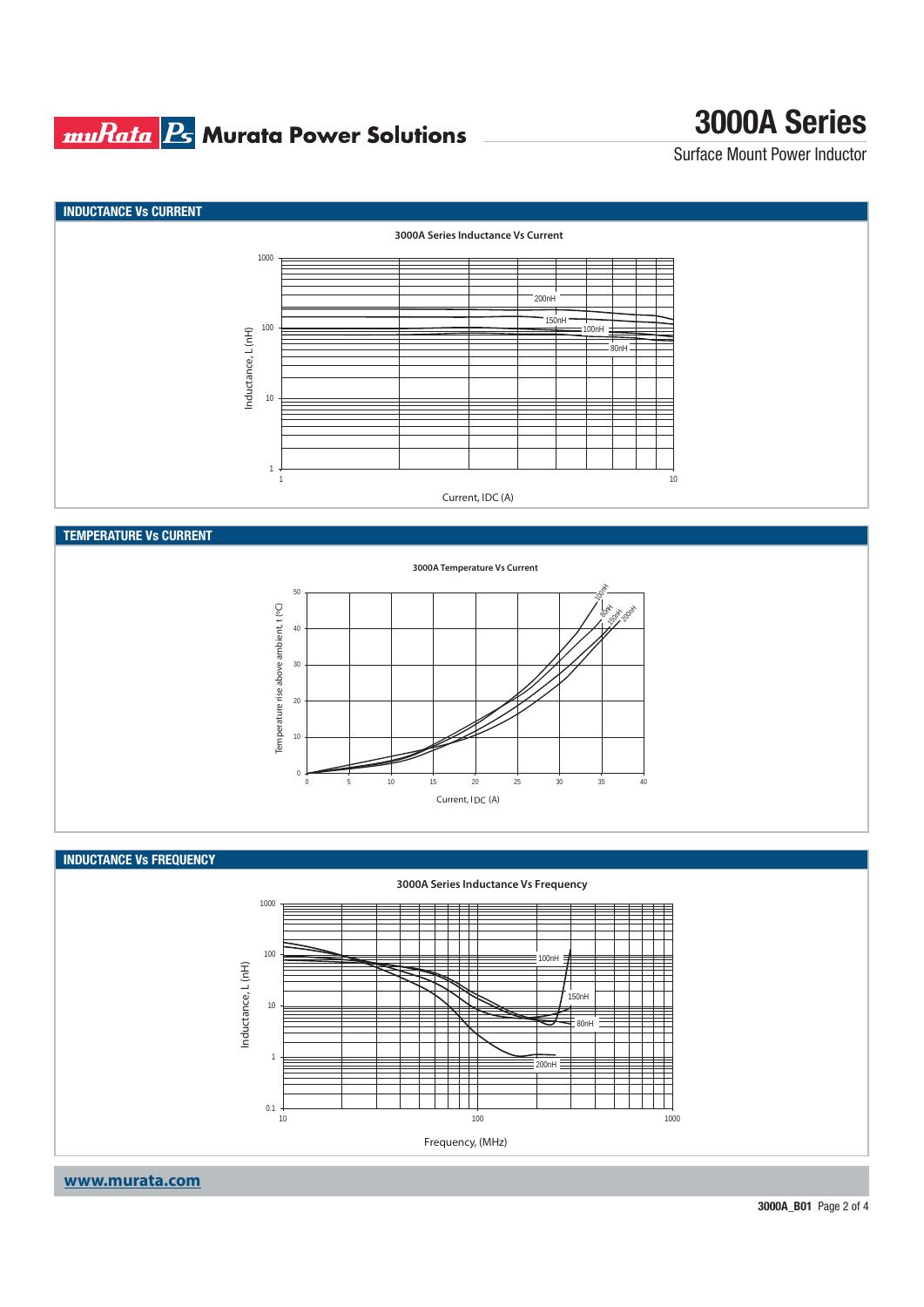## INDUCTANCE Vs CURRENT

3000A Series Inductance Vs Current

Inductance, L (nH)

1000

100

10

1

1

10

200nH

150nH

100nH

80nH

Current, IDC (A)

## TEMPERATURE Vs CURRENT

3000A Temperature Vs Current

Temperature rise above ambient, t (ºC)

50

40

30

20

10

0

0 5 10 15 20 25 30 35 40

100nH

80nH

150nH

200nH

Current, $I_{DC}$ (A)

## INDUCTANCE Vs FREQUENCY

3000A Series Inductance Vs Frequency

Inductance, L (nH)

1000

100

10

1

0.1

10 100 1000

100nH

150nH

80nH

200nH

Frequency, (MHz)

www.murata.com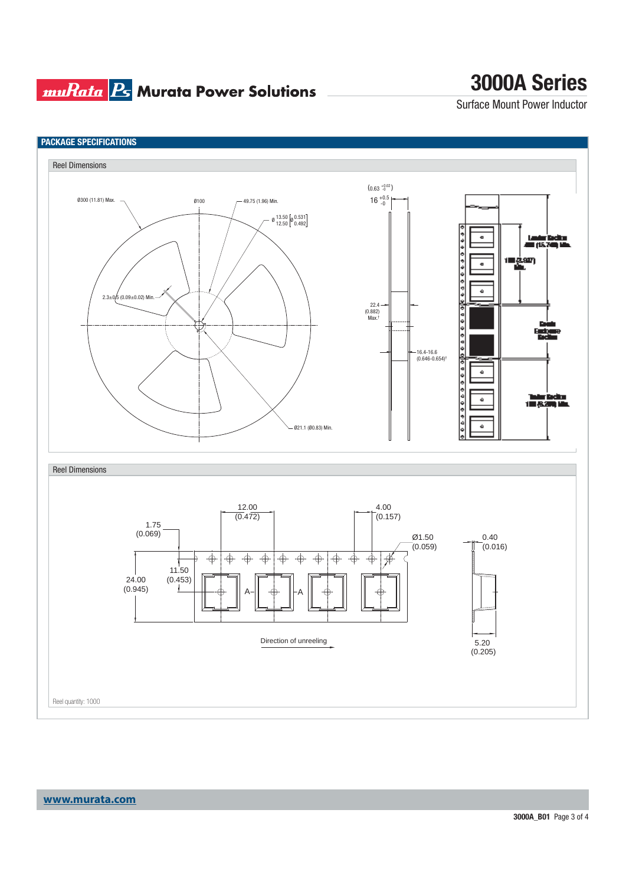## PACKAGE SPECIFICATIONS

### Reel Dimensions

Ø300 (11.81) Max.

Ø100

49.75 (1.96) Min.

Ø 13.50 / 12.50 [Ø 0.531 / 0.492]

2.3±0.5 (0.09±0.02) Min.

Ø21.1 (Ø0.83) Min.

(0.63 +0.02 / -0)

16 +0.5 / -0

22.4 (0.882) Max.†

16.4-16.6 (0.646-0.654)†

Leader Section 400 (15.748) Min.

100 (3.937) Min.

Goods Enclosure Section

Trailer Section 160 (6.299) Min.

### Reel Dimensions

12.00 (0.472)

4.00 (0.157)

1.75 (0.069)

Ø1.50 (0.059)

0.40 (0.016)

11.50 (0.453)

24.00 (0.945)

A– –A

Direction of unreeling

5.20 (0.205)

Reel quantity: 1000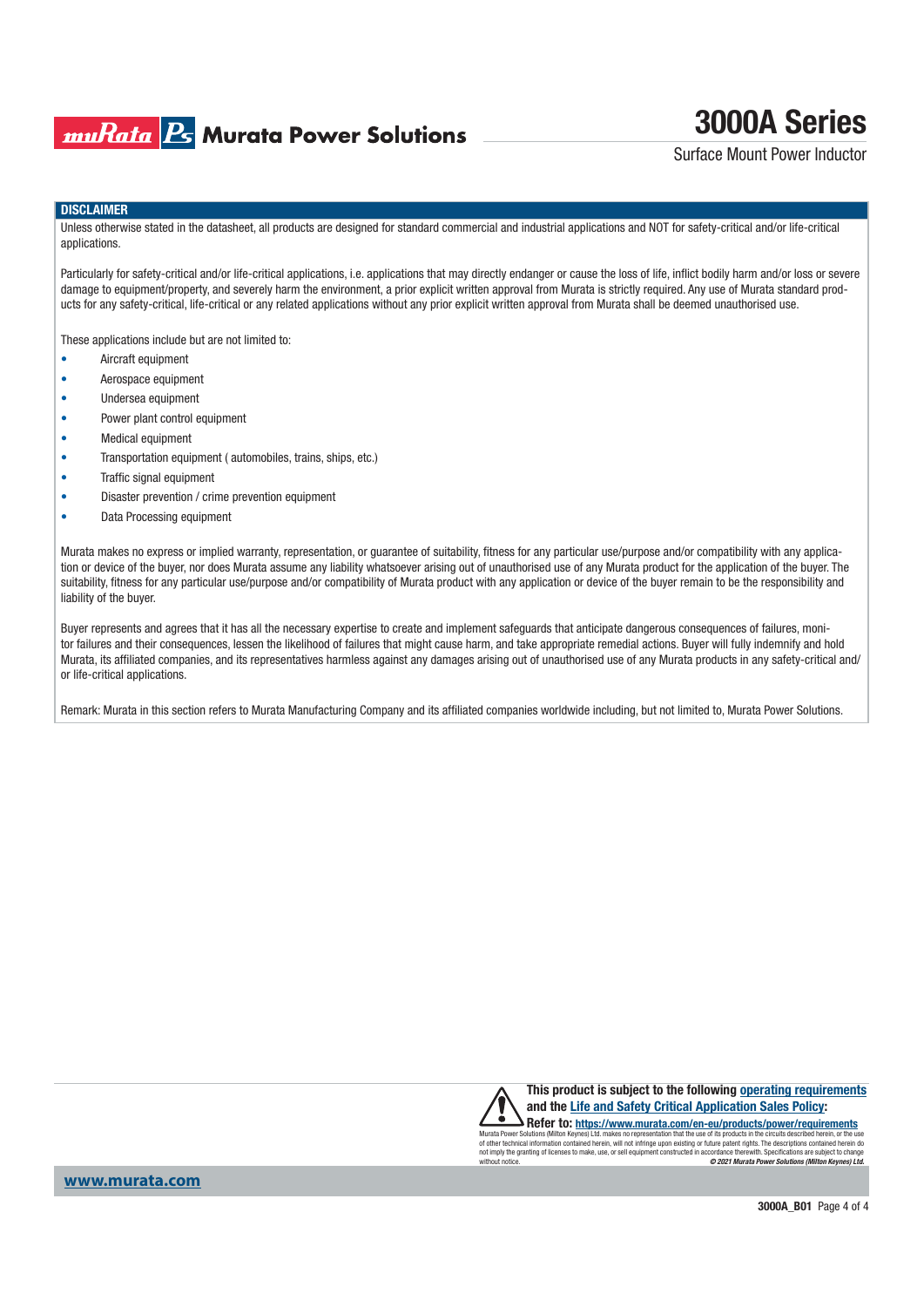## DISCLAIMER

Unless otherwise stated in the datasheet, all products are designed for standard commercial and industrial applications and NOT for safety-critical and/or life-critical applications.

Particularly for safety-critical and/or life-critical applications, i.e. applications that may directly endanger or cause the loss of life, inflict bodily harm and/or loss or severe damage to equipment/property, and severely harm the environment, a prior explicit written approval from Murata is strictly required. Any use of Murata standard products for any safety-critical, life-critical or any related applications without any prior explicit written approval from Murata shall be deemed unauthorised use.

These applications include but are not limited to:

- Aircraft equipment
- Aerospace equipment
- Undersea equipment
- Power plant control equipment
- Medical equipment
- Transportation equipment ( automobiles, trains, ships, etc.)
- Traffic signal equipment
- Disaster prevention / crime prevention equipment
- Data Processing equipment

Murata makes no express or implied warranty, representation, or guarantee of suitability, fitness for any particular use/purpose and/or compatibility with any application or device of the buyer, nor does Murata assume any liability whatsoever arising out of unauthorised use of any Murata product for the application of the buyer. The suitability, fitness for any particular use/purpose and/or compatibility of Murata product with any application or device of the buyer remain to be the responsibility and liability of the buyer.

Buyer represents and agrees that it has all the necessary expertise to create and implement safeguards that anticipate dangerous consequences of failures, monitor failures and their consequences, lessen the likelihood of failures that might cause harm, and take appropriate remedial actions. Buyer will fully indemnify and hold Murata, its affiliated companies, and its representatives harmless against any damages arising out of unauthorised use of any Murata products in any safety-critical and/or life-critical applications.

Remark: Murata in this section refers to Murata Manufacturing Company and its affiliated companies worldwide including, but not limited to, Murata Power Solutions.

**This product is subject to the following operating requirements and the Life and Safety Critical Application Sales Policy:**
**Refer to: https://www.murata.com/en-eu/products/power/requirements**

Murata Power Solutions (Milton Keynes) Ltd. makes no representation that the use of its products in the circuits described herein, or the use of other technical information contained herein, will not infringe upon existing or future patent rights. The descriptions contained herein do not imply the granting of licenses to make, use, or sell equipment constructed in accordance therewith. Specifications are subject to change without notice. ***© 2021 Murata Power Solutions (Milton Keynes) Ltd.***

www.murata.com